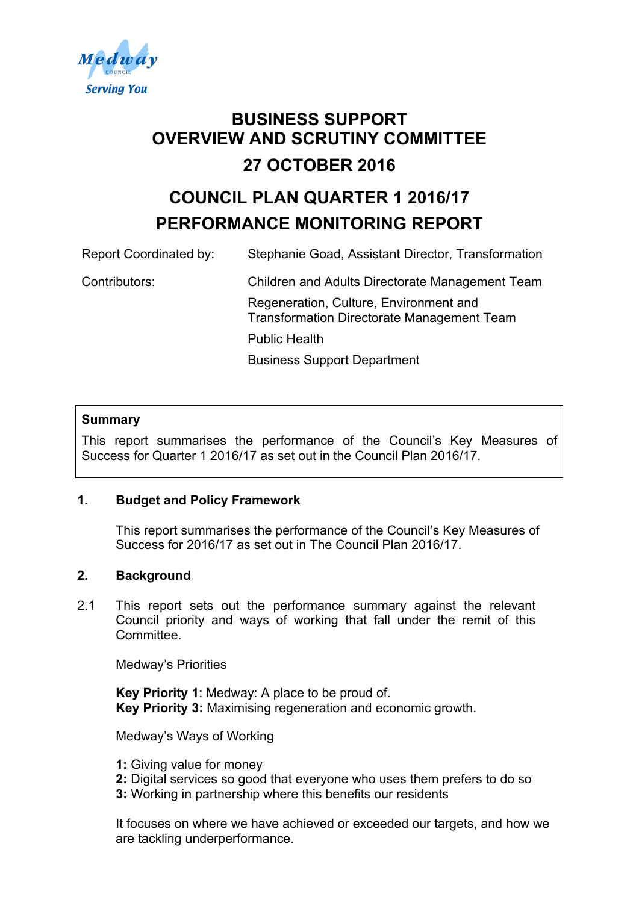Medway Council
Serving You

# BUSINESS SUPPORT OVERVIEW AND SCRUTINY COMMITTEE

# 27 OCTOBER 2016

# COUNCIL PLAN QUARTER 1 2016/17 PERFORMANCE MONITORING REPORT

| | |
|---|---|
| Report Coordinated by: | Stephanie Goad, Assistant Director, Transformation |
| Contributors: | Children and Adults Directorate Management Team |
| | Regeneration, Culture, Environment and Transformation Directorate Management Team |
| | Public Health |
| | Business Support Department |

**Summary**

This report summarises the performance of the Council's Key Measures of Success for Quarter 1 2016/17 as set out in the Council Plan 2016/17.

## 1. Budget and Policy Framework

This report summarises the performance of the Council's Key Measures of Success for 2016/17 as set out in The Council Plan 2016/17.

## 2. Background

2.1 This report sets out the performance summary against the relevant Council priority and ways of working that fall under the remit of this Committee.

Medway's Priorities

**Key Priority 1**: Medway: A place to be proud of.
**Key Priority 3:** Maximising regeneration and economic growth.

Medway's Ways of Working

**1:** Giving value for money
**2:** Digital services so good that everyone who uses them prefers to do so
**3:** Working in partnership where this benefits our residents

It focuses on where we have achieved or exceeded our targets, and how we are tackling underperformance.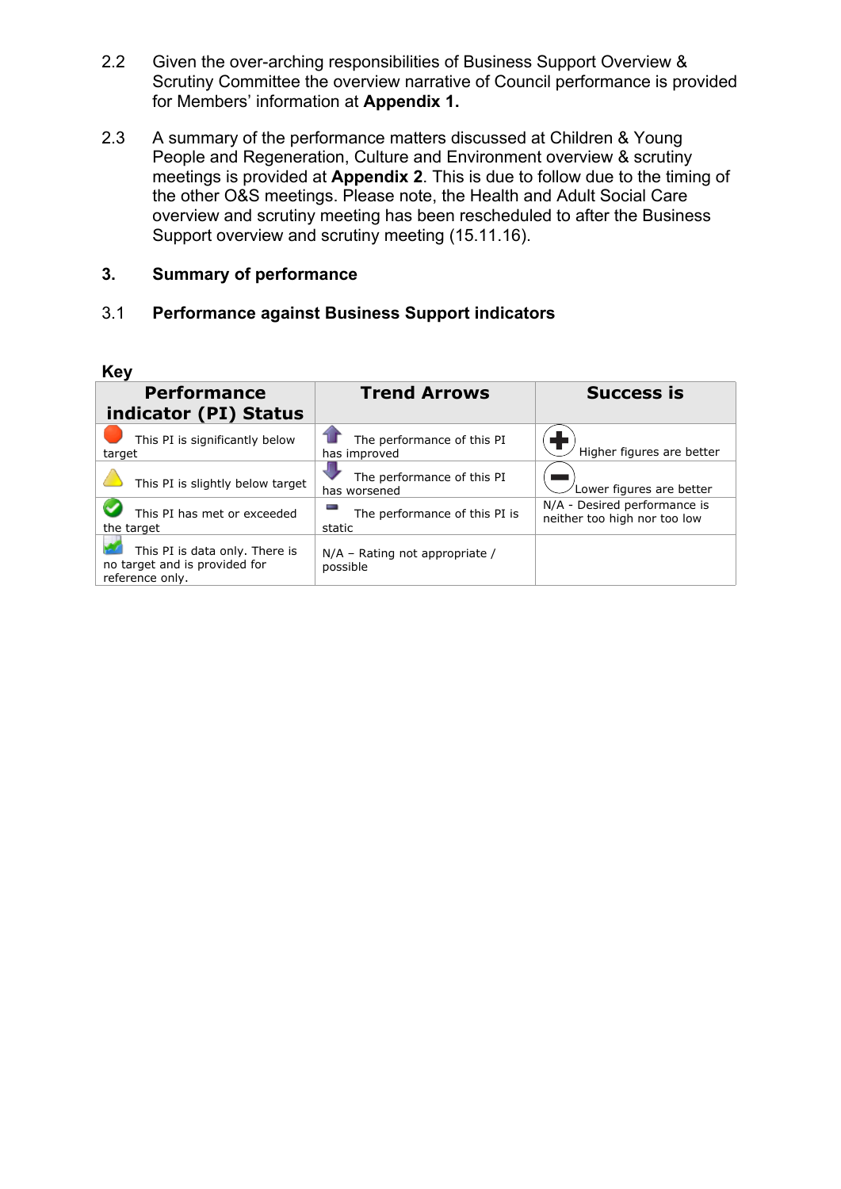2.2 Given the over-arching responsibilities of Business Support Overview & Scrutiny Committee the overview narrative of Council performance is provided for Members' information at **Appendix 1.**

2.3 A summary of the performance matters discussed at Children & Young People and Regeneration, Culture and Environment overview & scrutiny meetings is provided at **Appendix 2**. This is due to follow due to the timing of the other O&S meetings. Please note, the Health and Adult Social Care overview and scrutiny meeting has been rescheduled to after the Business Support overview and scrutiny meeting (15.11.16).

## 3. Summary of performance

### 3.1 Performance against Business Support indicators

**Key**

| Performance indicator (PI) Status | Trend Arrows | Success is |
|---|---|---|
| This PI is significantly below target | The performance of this PI has improved | Higher figures are better |
| This PI is slightly below target | The performance of this PI has worsened | Lower figures are better |
| This PI has met or exceeded the target | The performance of this PI is static | N/A - Desired performance is neither too high nor too low |
| This PI is data only. There is no target and is provided for reference only. | N/A – Rating not appropriate / possible | |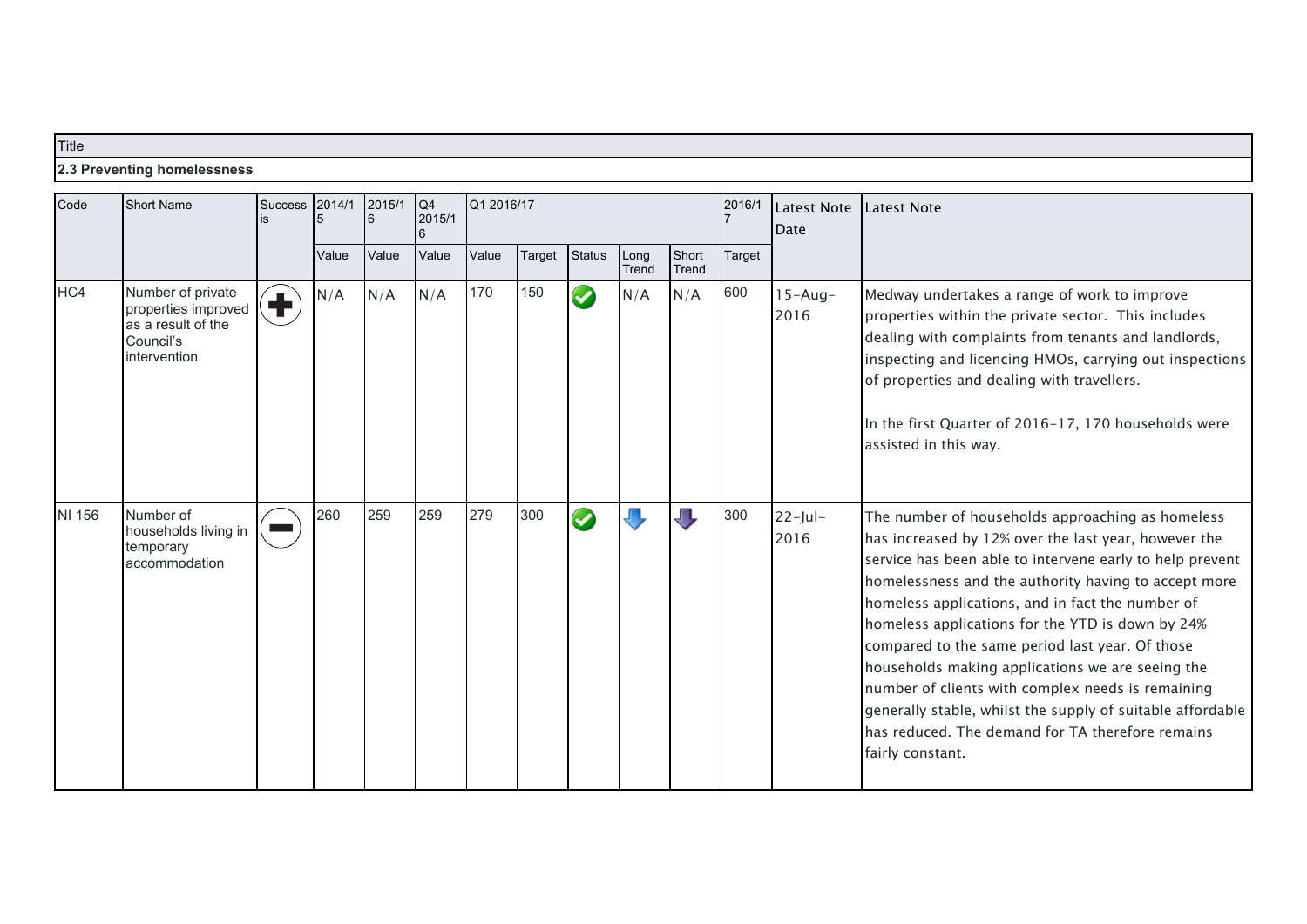Title

**2.3 Preventing homelessness**

| Code | Short Name | Success is | 2014/15 | 2015/16 | Q4 2015/16 | Q1 2016/17 | | | | | 2016/17 | Latest Note Date | Latest Note |
|---|---|---|---|---|---|---|---|---|---|---|---|---|---|
| | | | Value | Value | Value | Value | Target | Status | Long Trend | Short Trend | Target | | |
| HC4 | Number of private properties improved as a result of the Council's intervention | + | N/A | N/A | N/A | 170 | 150 | ✔ | N/A | N/A | 600 | 15-Aug-2016 | Medway undertakes a range of work to improve properties within the private sector. This includes dealing with complaints from tenants and landlords, inspecting and licencing HMOs, carrying out inspections of properties and dealing with travellers.<br><br>In the first Quarter of 2016-17, 170 households were assisted in this way. |
| NI 156 | Number of households living in temporary accommodation | − | 260 | 259 | 259 | 279 | 300 | ✔ | ↓ | ↓ | 300 | 22-Jul-2016 | The number of households approaching as homeless has increased by 12% over the last year, however the service has been able to intervene early to help prevent homelessness and the authority having to accept more homeless applications, and in fact the number of homeless applications for the YTD is down by 24% compared to the same period last year. Of those households making applications we are seeing the number of clients with complex needs is remaining generally stable, whilst the supply of suitable affordable has reduced. The demand for TA therefore remains fairly constant. |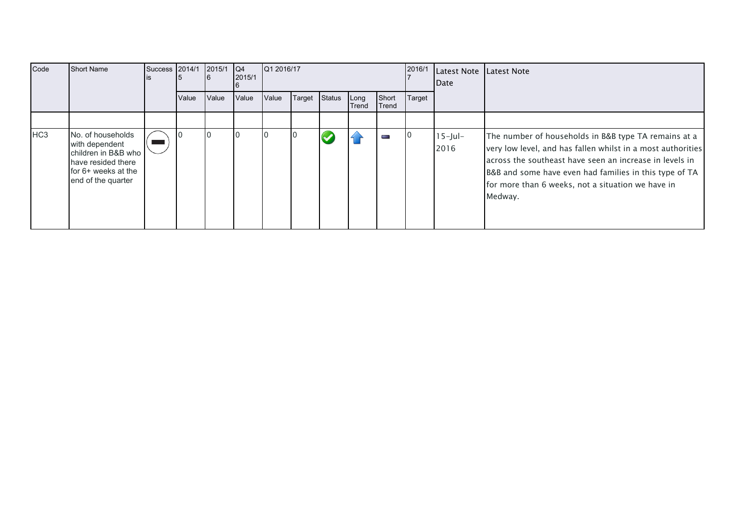| Code | Short Name | Success is | 2014/15 | 2015/16 | Q4 2015/16 | Q1 2016/17 | | | | | 2016/17 | Latest Note Date | Latest Note |
|---|---|---|---|---|---|---|---|---|---|---|---|---|---|
| | | | Value | Value | Value | Value | Target | Status | Long Trend | Short Trend | Target | | |
| | | | | | | | | | | | | | |
| HC3 | No. of households with dependent children in B&B who have resided there for 6+ weeks at the end of the quarter | | 0 | 0 | 0 | 0 | 0 | | | | 0 | 15-Jul-2016 | The number of households in B&B type TA remains at a very low level, and has fallen whilst in a most authorities across the southeast have seen an increase in levels in B&B and some have even had families in this type of TA for more than 6 weeks, not a situation we have in Medway. |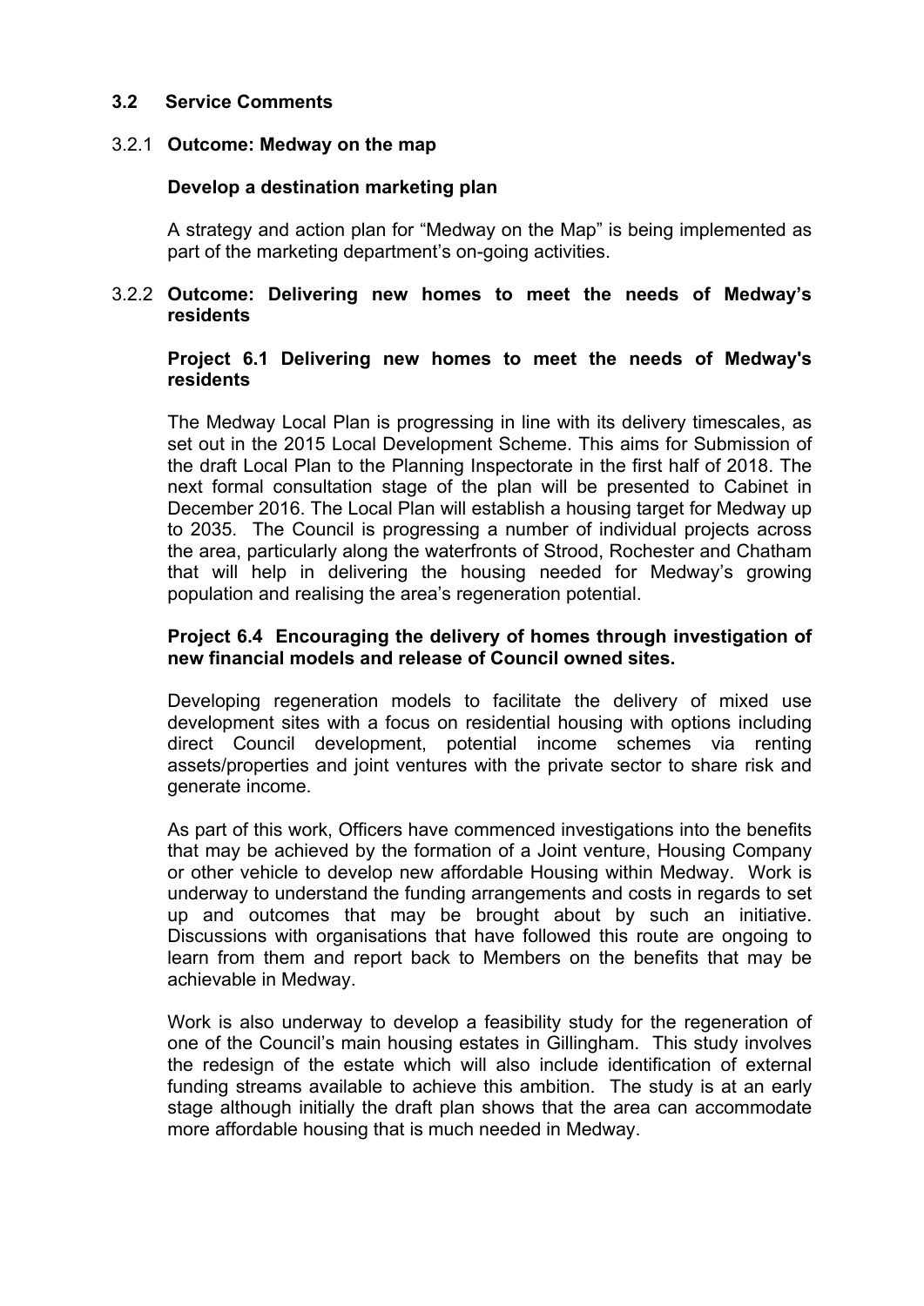### 3.2 Service Comments

#### 3.2.1 Outcome: Medway on the map

**Develop a destination marketing plan**

A strategy and action plan for "Medway on the Map" is being implemented as part of the marketing department's on-going activities.

#### 3.2.2 Outcome: Delivering new homes to meet the needs of Medway's residents

**Project 6.1 Delivering new homes to meet the needs of Medway's residents**

The Medway Local Plan is progressing in line with its delivery timescales, as set out in the 2015 Local Development Scheme. This aims for Submission of the draft Local Plan to the Planning Inspectorate in the first half of 2018. The next formal consultation stage of the plan will be presented to Cabinet in December 2016. The Local Plan will establish a housing target for Medway up to 2035. The Council is progressing a number of individual projects across the area, particularly along the waterfronts of Strood, Rochester and Chatham that will help in delivering the housing needed for Medway's growing population and realising the area's regeneration potential.

**Project 6.4 Encouraging the delivery of homes through investigation of new financial models and release of Council owned sites.**

Developing regeneration models to facilitate the delivery of mixed use development sites with a focus on residential housing with options including direct Council development, potential income schemes via renting assets/properties and joint ventures with the private sector to share risk and generate income.

As part of this work, Officers have commenced investigations into the benefits that may be achieved by the formation of a Joint venture, Housing Company or other vehicle to develop new affordable Housing within Medway. Work is underway to understand the funding arrangements and costs in regards to set up and outcomes that may be brought about by such an initiative. Discussions with organisations that have followed this route are ongoing to learn from them and report back to Members on the benefits that may be achievable in Medway.

Work is also underway to develop a feasibility study for the regeneration of one of the Council's main housing estates in Gillingham. This study involves the redesign of the estate which will also include identification of external funding streams available to achieve this ambition. The study is at an early stage although initially the draft plan shows that the area can accommodate more affordable housing that is much needed in Medway.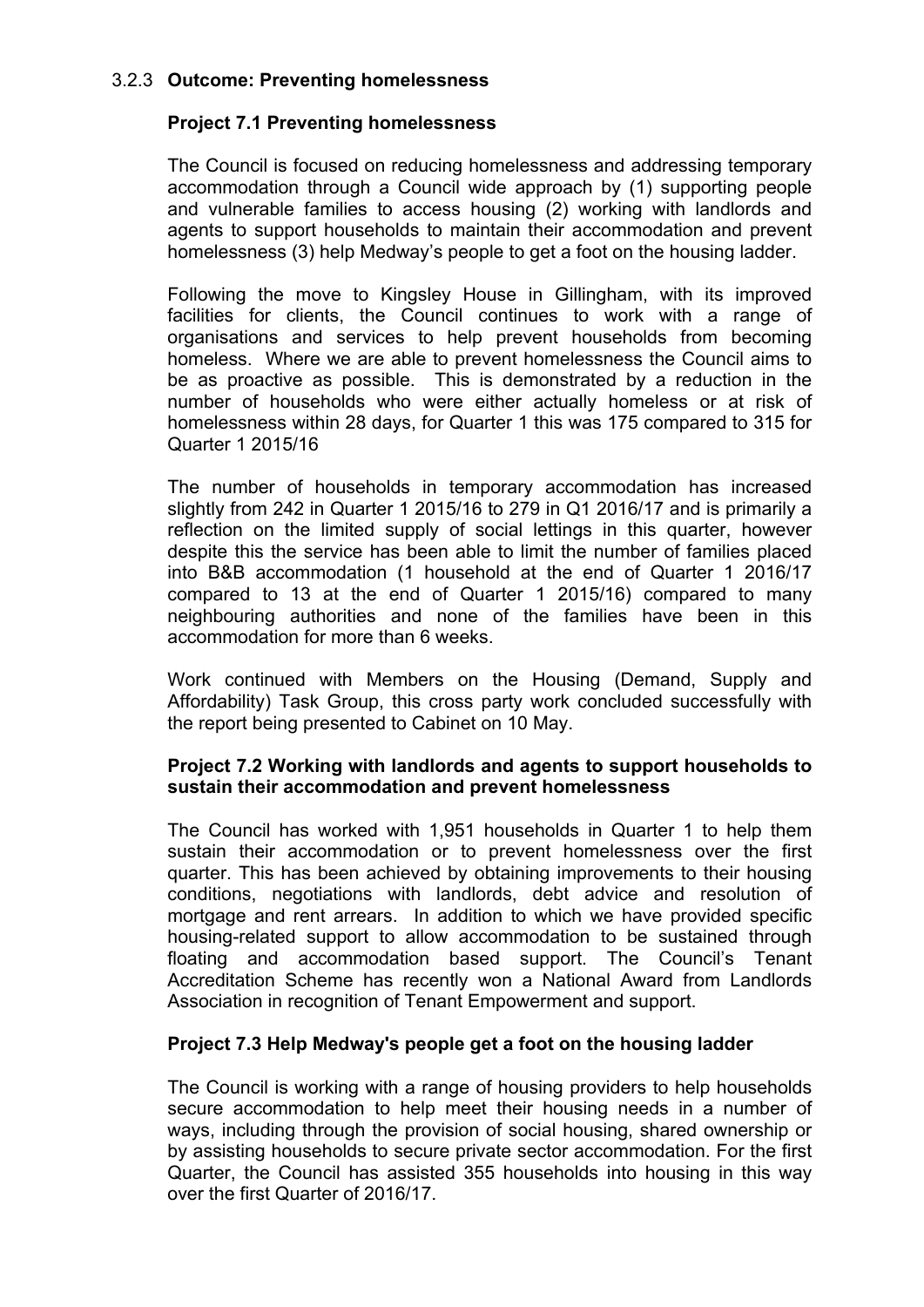### 3.2.3 Outcome: Preventing homelessness

**Project 7.1 Preventing homelessness**

The Council is focused on reducing homelessness and addressing temporary accommodation through a Council wide approach by (1) supporting people and vulnerable families to access housing (2) working with landlords and agents to support households to maintain their accommodation and prevent homelessness (3) help Medway's people to get a foot on the housing ladder.

Following the move to Kingsley House in Gillingham, with its improved facilities for clients, the Council continues to work with a range of organisations and services to help prevent households from becoming homeless. Where we are able to prevent homelessness the Council aims to be as proactive as possible. This is demonstrated by a reduction in the number of households who were either actually homeless or at risk of homelessness within 28 days, for Quarter 1 this was 175 compared to 315 for Quarter 1 2015/16

The number of households in temporary accommodation has increased slightly from 242 in Quarter 1 2015/16 to 279 in Q1 2016/17 and is primarily a reflection on the limited supply of social lettings in this quarter, however despite this the service has been able to limit the number of families placed into B&B accommodation (1 household at the end of Quarter 1 2016/17 compared to 13 at the end of Quarter 1 2015/16) compared to many neighbouring authorities and none of the families have been in this accommodation for more than 6 weeks.

Work continued with Members on the Housing (Demand, Supply and Affordability) Task Group, this cross party work concluded successfully with the report being presented to Cabinet on 10 May.

**Project 7.2 Working with landlords and agents to support households to sustain their accommodation and prevent homelessness**

The Council has worked with 1,951 households in Quarter 1 to help them sustain their accommodation or to prevent homelessness over the first quarter. This has been achieved by obtaining improvements to their housing conditions, negotiations with landlords, debt advice and resolution of mortgage and rent arrears. In addition to which we have provided specific housing-related support to allow accommodation to be sustained through floating and accommodation based support. The Council's Tenant Accreditation Scheme has recently won a National Award from Landlords Association in recognition of Tenant Empowerment and support.

**Project 7.3 Help Medway's people get a foot on the housing ladder**

The Council is working with a range of housing providers to help households secure accommodation to help meet their housing needs in a number of ways, including through the provision of social housing, shared ownership or by assisting households to secure private sector accommodation. For the first Quarter, the Council has assisted 355 households into housing in this way over the first Quarter of 2016/17.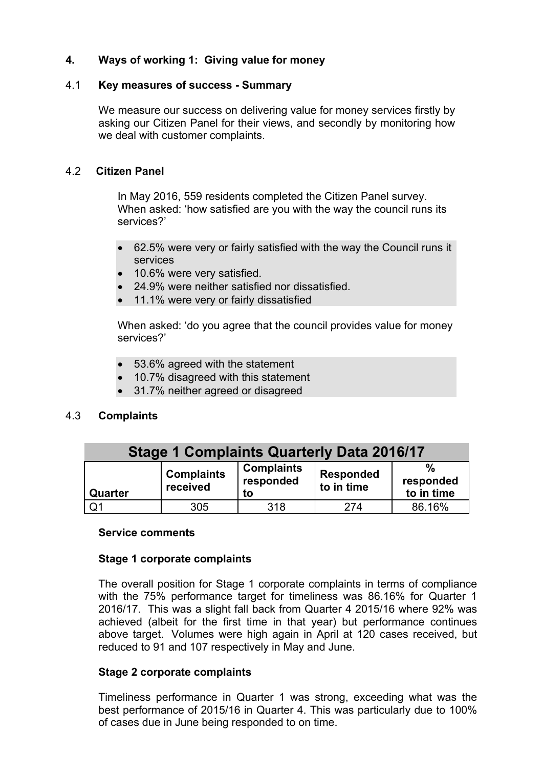## 4. Ways of working 1: Giving value for money

### 4.1 Key measures of success - Summary

We measure our success on delivering value for money services firstly by asking our Citizen Panel for their views, and secondly by monitoring how we deal with customer complaints.

### 4.2 Citizen Panel

In May 2016, 559 residents completed the Citizen Panel survey. When asked: 'how satisfied are you with the way the council runs its services?'

- 62.5% were very or fairly satisfied with the way the Council runs it services
- 10.6% were very satisfied.
- 24.9% were neither satisfied nor dissatisfied.
- 11.1% were very or fairly dissatisfied

When asked: 'do you agree that the council provides value for money services?'

- 53.6% agreed with the statement
- 10.7% disagreed with this statement
- 31.7% neither agreed or disagreed

### 4.3 Complaints

**Stage 1 Complaints Quarterly Data 2016/17**

| Quarter | Complaints received | Complaints responded to | Responded to in time | % responded to in time |
|---|---|---|---|---|
| Q1 | 305 | 318 | 274 | 86.16% |

**Service comments**

**Stage 1 corporate complaints**

The overall position for Stage 1 corporate complaints in terms of compliance with the 75% performance target for timeliness was 86.16% for Quarter 1 2016/17. This was a slight fall back from Quarter 4 2015/16 where 92% was achieved (albeit for the first time in that year) but performance continues above target. Volumes were high again in April at 120 cases received, but reduced to 91 and 107 respectively in May and June.

**Stage 2 corporate complaints**

Timeliness performance in Quarter 1 was strong, exceeding what was the best performance of 2015/16 in Quarter 4. This was particularly due to 100% of cases due in June being responded to on time.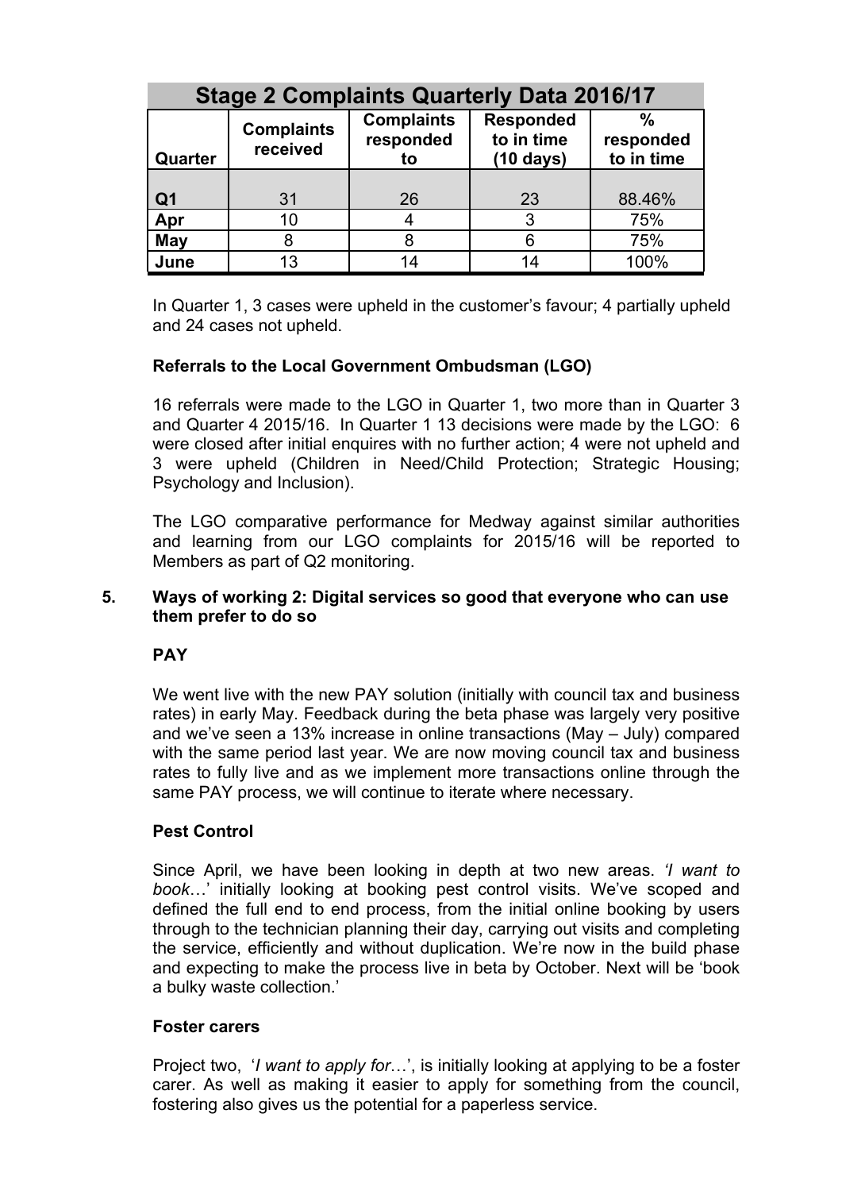| Stage 2 Complaints Quarterly Data 2016/17 | | | | |
|---|---|---|---|---|
| **Quarter** | **Complaints received** | **Complaints responded to** | **Responded to in time (10 days)** | **% responded to in time** |
| **Q1** | 31 | 26 | 23 | 88.46% |
| **Apr** | 10 | 4 | 3 | 75% |
| **May** | 8 | 8 | 6 | 75% |
| **June** | 13 | 14 | 14 | 100% |

In Quarter 1, 3 cases were upheld in the customer's favour; 4 partially upheld and 24 cases not upheld.

**Referrals to the Local Government Ombudsman (LGO)**

16 referrals were made to the LGO in Quarter 1, two more than in Quarter 3 and Quarter 4 2015/16. In Quarter 1 13 decisions were made by the LGO: 6 were closed after initial enquires with no further action; 4 were not upheld and 3 were upheld (Children in Need/Child Protection; Strategic Housing; Psychology and Inclusion).

The LGO comparative performance for Medway against similar authorities and learning from our LGO complaints for 2015/16 will be reported to Members as part of Q2 monitoring.

## 5. Ways of working 2: Digital services so good that everyone who can use them prefer to do so

**PAY**

We went live with the new PAY solution (initially with council tax and business rates) in early May. Feedback during the beta phase was largely very positive and we've seen a 13% increase in online transactions (May – July) compared with the same period last year. We are now moving council tax and business rates to fully live and as we implement more transactions online through the same PAY process, we will continue to iterate where necessary.

**Pest Control**

Since April, we have been looking in depth at two new areas. '*I want to book*…' initially looking at booking pest control visits. We've scoped and defined the full end to end process, from the initial online booking by users through to the technician planning their day, carrying out visits and completing the service, efficiently and without duplication. We're now in the build phase and expecting to make the process live in beta by October. Next will be 'book a bulky waste collection.'

**Foster carers**

Project two, '*I want to apply for*…', is initially looking at applying to be a foster carer. As well as making it easier to apply for something from the council, fostering also gives us the potential for a paperless service.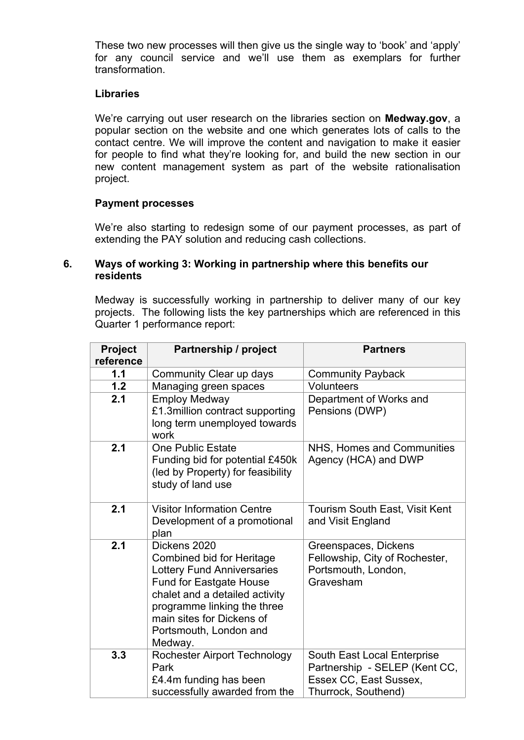These two new processes will then give us the single way to 'book' and 'apply' for any council service and we'll use them as exemplars for further transformation.

**Libraries**

We're carrying out user research on the libraries section on **Medway.gov**, a popular section on the website and one which generates lots of calls to the contact centre. We will improve the content and navigation to make it easier for people to find what they're looking for, and build the new section in our new content management system as part of the website rationalisation project.

**Payment processes**

We're also starting to redesign some of our payment processes, as part of extending the PAY solution and reducing cash collections.

## 6. Ways of working 3: Working in partnership where this benefits our residents

Medway is successfully working in partnership to deliver many of our key projects. The following lists the key partnerships which are referenced in this Quarter 1 performance report:

| Project reference | Partnership / project | Partners |
|---|---|---|
| 1.1 | Community Clear up days | Community Payback |
| 1.2 | Managing green spaces | Volunteers |
| 2.1 | Employ Medway<br>£1.3million contract supporting long term unemployed towards work | Department of Works and Pensions (DWP) |
| 2.1 | One Public Estate<br>Funding bid for potential £450k (led by Property) for feasibility study of land use | NHS, Homes and Communities Agency (HCA) and DWP |
| 2.1 | Visitor Information Centre<br>Development of a promotional plan | Tourism South East, Visit Kent and Visit England |
| 2.1 | Dickens 2020<br>Combined bid for Heritage Lottery Fund Anniversaries Fund for Eastgate House chalet and a detailed activity programme linking the three main sites for Dickens of Portsmouth, London and Medway. | Greenspaces, Dickens Fellowship, City of Rochester, Portsmouth, London, Gravesham |
| 3.3 | Rochester Airport Technology Park<br>£4.4m funding has been successfully awarded from the | South East Local Enterprise Partnership - SELEP (Kent CC, Essex CC, East Sussex, Thurrock, Southend) |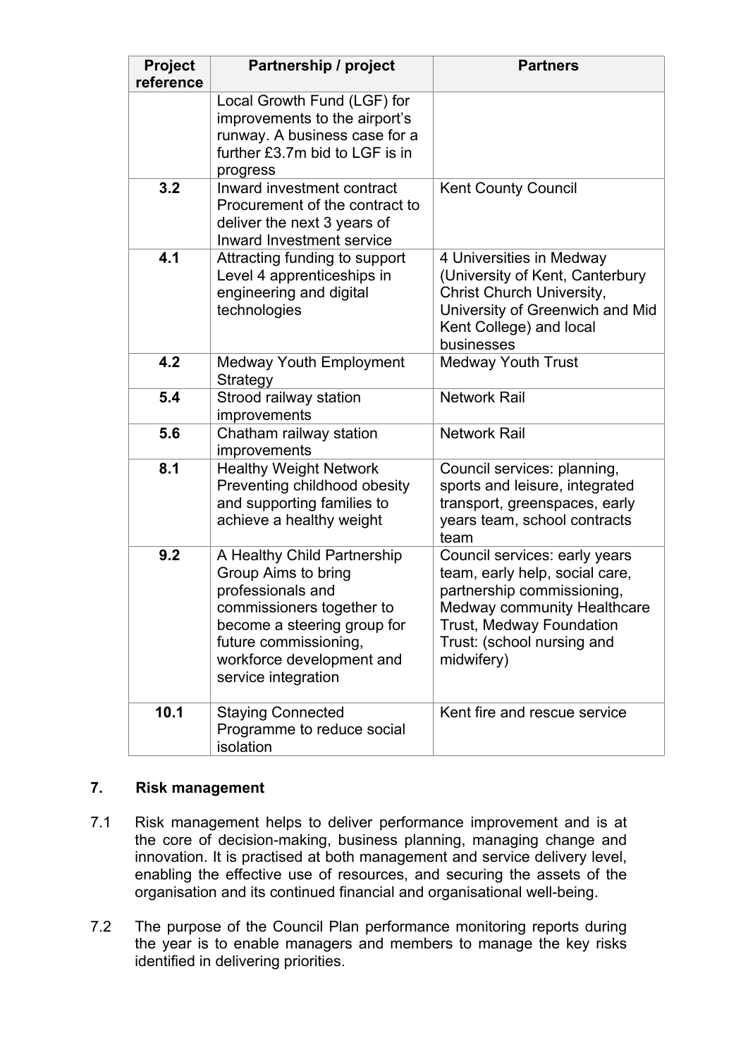| Project reference | Partnership / project | Partners |
|---|---|---|
| | Local Growth Fund (LGF) for improvements to the airport's runway. A business case for a further £3.7m bid to LGF is in progress | |
| **3.2** | Inward investment contract Procurement of the contract to deliver the next 3 years of Inward Investment service | Kent County Council |
| **4.1** | Attracting funding to support Level 4 apprenticeships in engineering and digital technologies | 4 Universities in Medway (University of Kent, Canterbury Christ Church University, University of Greenwich and Mid Kent College) and local businesses |
| **4.2** | Medway Youth Employment Strategy | Medway Youth Trust |
| **5.4** | Strood railway station improvements | Network Rail |
| **5.6** | Chatham railway station improvements | Network Rail |
| **8.1** | Healthy Weight Network Preventing childhood obesity and supporting families to achieve a healthy weight | Council services: planning, sports and leisure, integrated transport, greenspaces, early years team, school contracts team |
| **9.2** | A Healthy Child Partnership Group Aims to bring professionals and commissioners together to become a steering group for future commissioning, workforce development and service integration | Council services: early years team, early help, social care, partnership commissioning, Medway community Healthcare Trust, Medway Foundation Trust: (school nursing and midwifery) |
| **10.1** | Staying Connected Programme to reduce social isolation | Kent fire and rescue service |

## 7. Risk management

7.1 Risk management helps to deliver performance improvement and is at the core of decision-making, business planning, managing change and innovation. It is practised at both management and service delivery level, enabling the effective use of resources, and securing the assets of the organisation and its continued financial and organisational well-being.

7.2 The purpose of the Council Plan performance monitoring reports during the year is to enable managers and members to manage the key risks identified in delivering priorities.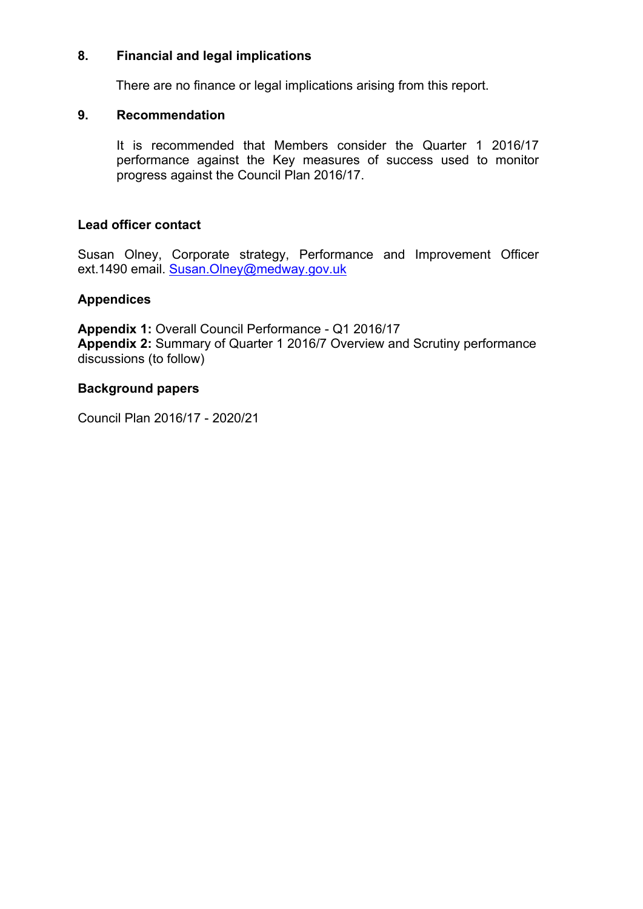## 8. Financial and legal implications

There are no finance or legal implications arising from this report.

## 9. Recommendation

It is recommended that Members consider the Quarter 1 2016/17 performance against the Key measures of success used to monitor progress against the Council Plan 2016/17.

### Lead officer contact

Susan Olney, Corporate strategy, Performance and Improvement Officer ext.1490 email. Susan.Olney@medway.gov.uk

### Appendices

**Appendix 1:** Overall Council Performance - Q1 2016/17
**Appendix 2:** Summary of Quarter 1 2016/7 Overview and Scrutiny performance discussions (to follow)

### Background papers

Council Plan 2016/17 - 2020/21